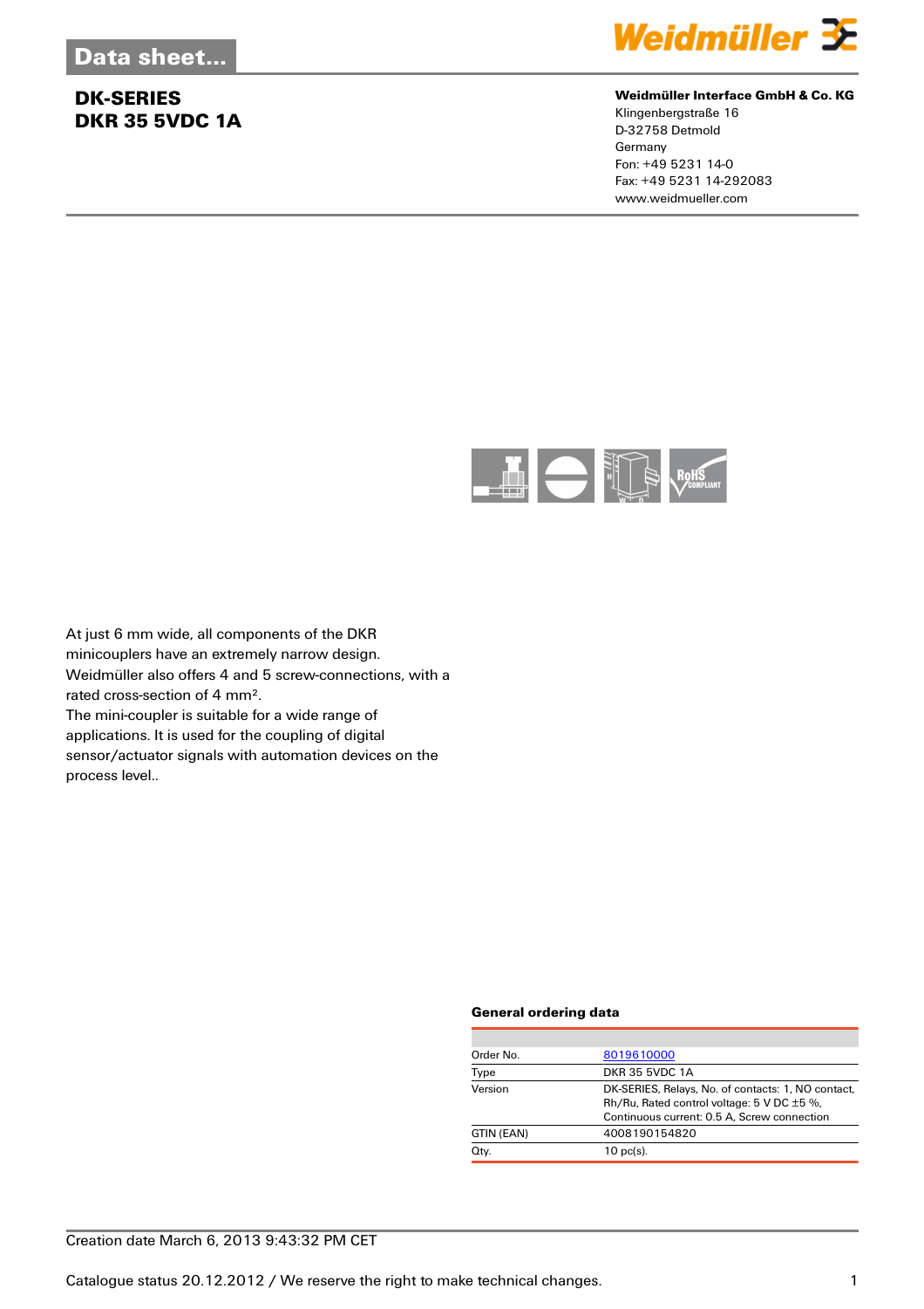Data sheet...

# DK-SERIES
# DKR 35 5VDC 1A

**Weidmüller Interface GmbH & Co. KG**
Klingenbergstraße 16
D-32758 Detmold
Germany
Fon: +49 5231 14-0
Fax: +49 5231 14-292083
www.weidmueller.com

At just 6 mm wide, all components of the DKR minicouplers have an extremely narrow design. Weidmüller also offers 4 and 5 screw-connections, with a rated cross-section of 4 mm².
The mini-coupler is suitable for a wide range of applications. It is used for the coupling of digital sensor/actuator signals with automation devices on the process level..

### General ordering data

| | |
|---|---|
| Order No. | 8019610000 |
| Type | DKR 35 5VDC 1A |
| Version | DK-SERIES, Relays, No. of contacts: 1, NO contact, Rh/Ru, Rated control voltage: 5 V DC ±5 %, Continuous current: 0.5 A, Screw connection |
| GTIN (EAN) | 4008190154820 |
| Qty. | 10 pc(s). |

Creation date March 6, 2013 9:43:32 PM CET

Catalogue status 20.12.2012 / We reserve the right to make technical changes.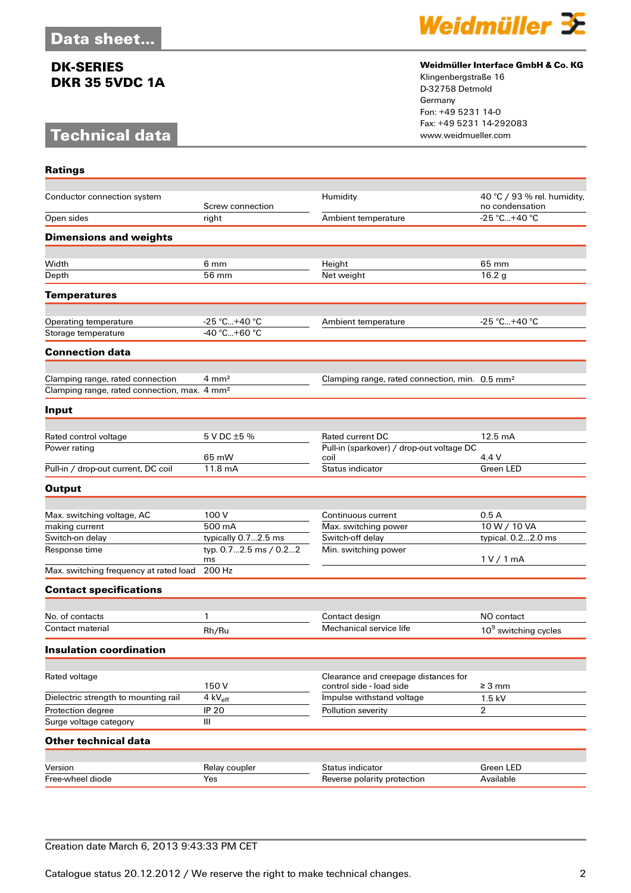# Data sheet...

**DK-SERIES**
**DKR 35 5VDC 1A**

## Technical data

**Weidmüller Interface GmbH & Co. KG**
Klingenbergstraße 16
D-32758 Detmold
Germany
Fon: +49 5231 14-0
Fax: +49 5231 14-292083
www.weidmueller.com

### Ratings

| | | | |
|---|---|---|---|
| Conductor connection system | Screw connection | Humidity | 40 °C / 93 % rel. humidity, no condensation |
| Open sides | right | Ambient temperature | -25 °C...+40 °C |

### Dimensions and weights

| | | | |
|---|---|---|---|
| Width | 6 mm | Height | 65 mm |
| Depth | 56 mm | Net weight | 16.2 g |

### Temperatures

| | | | |
|---|---|---|---|
| Operating temperature | -25 °C...+40 °C | Ambient temperature | -25 °C...+40 °C |
| Storage temperature | -40 °C...+60 °C | | |

### Connection data

| | | | |
|---|---|---|---|
| Clamping range, rated connection | 4 mm² | Clamping range, rated connection, min. | 0.5 mm² |
| Clamping range, rated connection, max. | 4 mm² | | |

### Input

| | | | |
|---|---|---|---|
| Rated control voltage | 5 V DC ±5 % | Rated current DC | 12.5 mA |
| Power rating | 65 mW | Pull-in (sparkover) / drop-out voltage DC coil | 4.4 V |
| Pull-in / drop-out current, DC coil | 11.8 mA | Status indicator | Green LED |

### Output

| | | | |
|---|---|---|---|
| Max. switching voltage, AC | 100 V | Continuous current | 0.5 A |
| making current | 500 mA | Max. switching power | 10 W / 10 VA |
| Switch-on delay | typically 0.7...2.5 ms | Switch-off delay | typical. 0.2...2.0 ms |
| Response time | typ. 0.7...2.5 ms / 0.2...2 ms | Min. switching power | 1 V / 1 mA |
| Max. switching frequency at rated load | 200 Hz | | |

### Contact specifications

| | | | |
|---|---|---|---|
| No. of contacts | 1 | Contact design | NO contact |
| Contact material | Rh/Ru | Mechanical service life | $10^9$ switching cycles |

### Insulation coordination

| | | | |
|---|---|---|---|
| Rated voltage | 150 V | Clearance and creepage distances for control side - load side | ≥ 3 mm |
| Dielectric strength to mounting rail | 4 $kV_{eff}$ | Impulse withstand voltage | 1.5 kV |
| Protection degree | IP 20 | Pollution severity | 2 |
| Surge voltage category | III | | |

### Other technical data

| | | | |
|---|---|---|---|
| Version | Relay coupler | Status indicator | Green LED |
| Free-wheel diode | Yes | Reverse polarity protection | Available |

Creation date March 6, 2013 9:43:33 PM CET

Catalogue status 20.12.2012 / We reserve the right to make technical changes.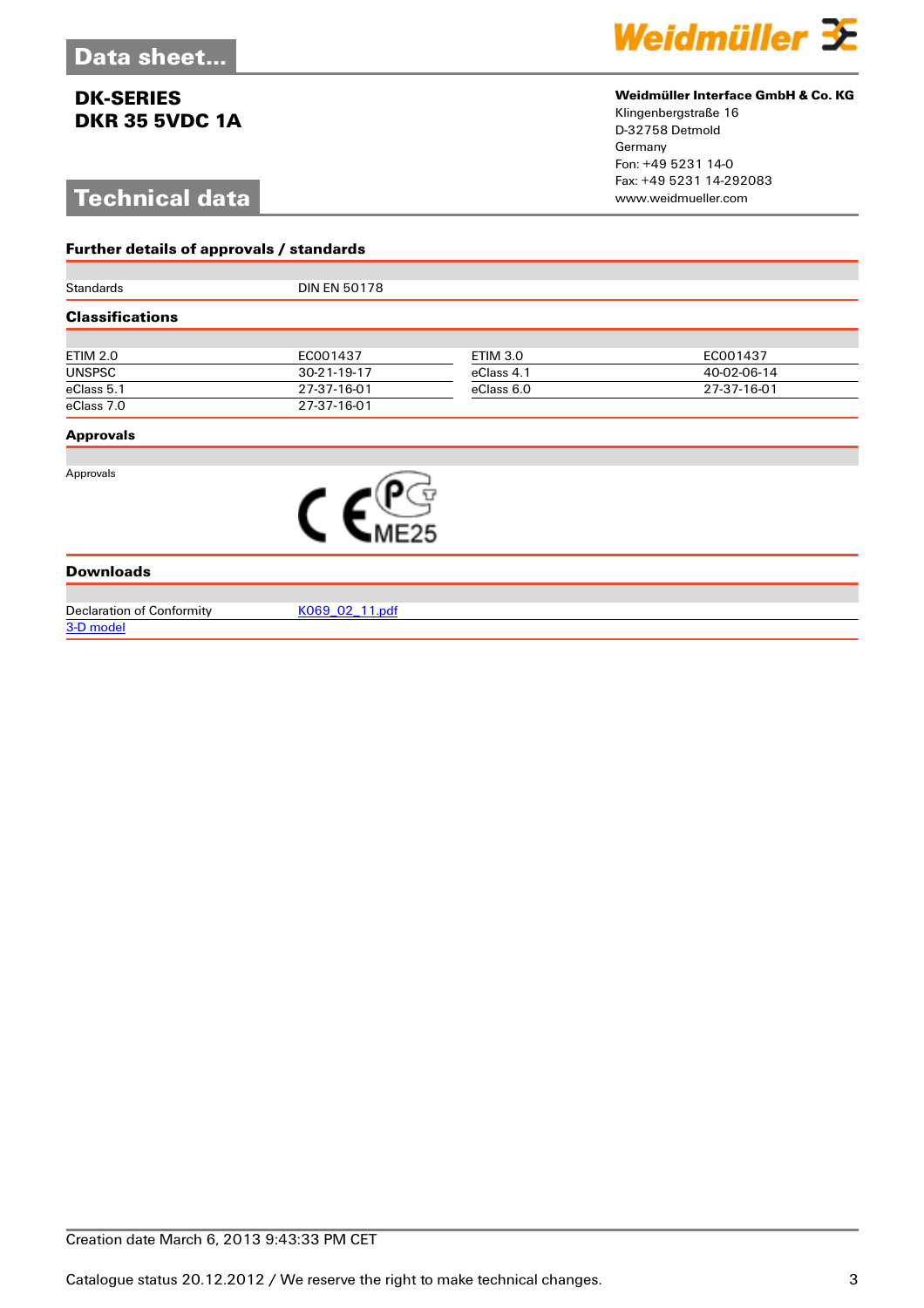Data sheet...

**DK-SERIES**
**DKR 35 5VDC 1A**

**Weidmüller Interface GmbH & Co. KG**
Klingenbergstraße 16
D-32758 Detmold
Germany
Fon: +49 5231 14-0
Fax: +49 5231 14-292083
www.weidmueller.com

# Technical data

### Further details of approvals / standards

| | |
|---|---|
| Standards | DIN EN 50178 |

### Classifications

| | | | |
|---|---|---|---|
| ETIM 2.0 | EC001437 | ETIM 3.0 | EC001437 |
| UNSPSC | 30-21-19-17 | eClass 4.1 | 40-02-06-14 |
| eClass 5.1 | 27-37-16-01 | eClass 6.0 | 27-37-16-01 |
| eClass 7.0 | 27-37-16-01 | | |

### Approvals

Approvals: CE, PCT ME25

### Downloads

| | |
|---|---|
| Declaration of Conformity | K069_02_11.pdf |
| 3-D model | |

Creation date March 6, 2013 9:43:33 PM CET

Catalogue status 20.12.2012 / We reserve the right to make technical changes.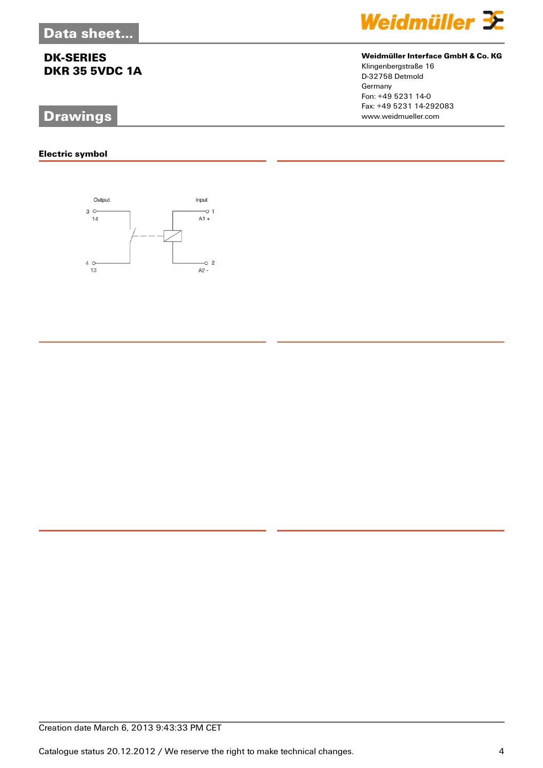Data sheet...

**DK-SERIES**
**DKR 35 5VDC 1A**

**Weidmüller Interface GmbH & Co. KG**
Klingenbergstraße 16
D-32758 Detmold
Germany
Fon: +49 5231 14-0
Fax: +49 5231 14-292083
www.weidmueller.com

# Drawings

### Electric symbol

Output
3
14
4
13

Input
1
A1 +
2
A2 -

Creation date March 6, 2013 9:43:33 PM CET

Catalogue status 20.12.2012 / We reserve the right to make technical changes.